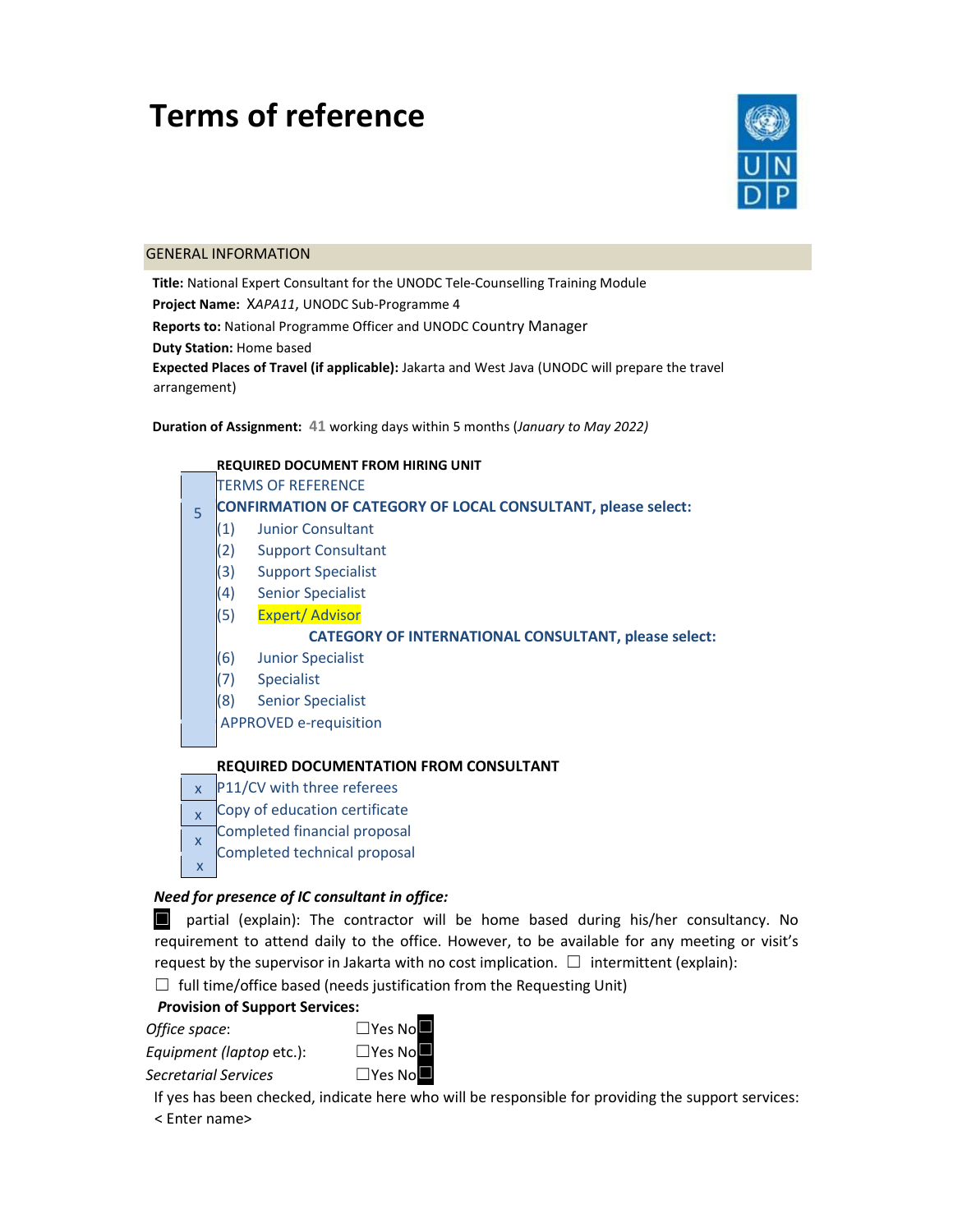# Terms of reference

## GENERAL INFORMATION

**Title:** National Expert Consultant for the UNODC Tele-Counselling Training Module
**Project Name:** X*APA11*, UNODC Sub-Programme 4
**Reports to:** National Programme Officer and UNODC Country Manager
**Duty Station:** Home based
**Expected Places of Travel (if applicable):** Jakarta and West Java (UNODC will prepare the travel arrangement)

**Duration of Assignment:** 41 working days within 5 months (*January to May 2022)*

| | **REQUIRED DOCUMENT FROM HIRING UNIT** |
|---|---|
| | TERMS OF REFERENCE |
| 5 | **CONFIRMATION OF CATEGORY OF LOCAL CONSULTANT, please select:** |
| | (1) Junior Consultant |
| | (2) Support Consultant |
| | (3) Support Specialist |
| | (4) Senior Specialist |
| | (5) Expert/ Advisor |
| | **CATEGORY OF INTERNATIONAL CONSULTANT, please select:** |
| | (6) Junior Specialist |
| | (7) Specialist |
| | (8) Senior Specialist |
| | APPROVED e-requisition |

| | **REQUIRED DOCUMENTATION FROM CONSULTANT** |
|---|---|
| x | P11/CV with three referees |
| x | Copy of education certificate |
| x | Completed financial proposal |
| x | Completed technical proposal |

***Need for presence of IC consultant in office:***

☒ partial (explain): The contractor will be home based during his/her consultancy. No requirement to attend daily to the office. However, to be available for any meeting or visit's request by the supervisor in Jakarta with no cost implication. ☐ intermittent (explain):

☐ full time/office based (needs justification from the Requesting Unit)

***Provision of Support Services:***

| | |
|---|---|
| *Office space*: | ☐Yes No☒ |
| *Equipment (laptop etc.)*: | ☐Yes No☒ |
| *Secretarial Services* | ☐Yes No☒ |

If yes has been checked, indicate here who will be responsible for providing the support services: < Enter name>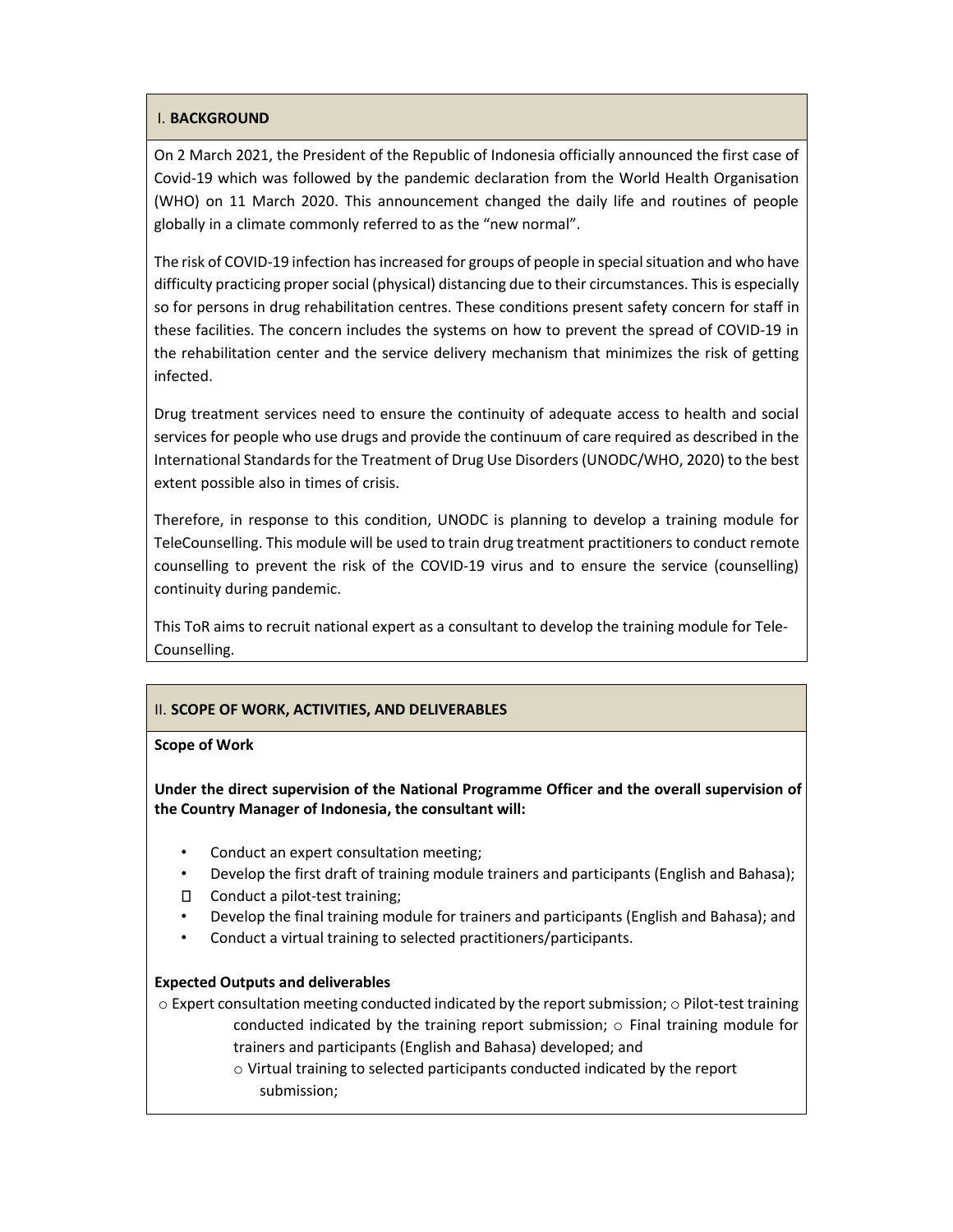## I. BACKGROUND

On 2 March 2021, the President of the Republic of Indonesia officially announced the first case of Covid-19 which was followed by the pandemic declaration from the World Health Organisation (WHO) on 11 March 2020. This announcement changed the daily life and routines of people globally in a climate commonly referred to as the "new normal".

The risk of COVID-19 infection has increased for groups of people in special situation and who have difficulty practicing proper social (physical) distancing due to their circumstances. This is especially so for persons in drug rehabilitation centres. These conditions present safety concern for staff in these facilities. The concern includes the systems on how to prevent the spread of COVID-19 in the rehabilitation center and the service delivery mechanism that minimizes the risk of getting infected.

Drug treatment services need to ensure the continuity of adequate access to health and social services for people who use drugs and provide the continuum of care required as described in the International Standards for the Treatment of Drug Use Disorders (UNODC/WHO, 2020) to the best extent possible also in times of crisis.

Therefore, in response to this condition, UNODC is planning to develop a training module for TeleCounselling. This module will be used to train drug treatment practitioners to conduct remote counselling to prevent the risk of the COVID-19 virus and to ensure the service (counselling) continuity during pandemic.

This ToR aims to recruit national expert as a consultant to develop the training module for Tele-Counselling.

## II. SCOPE OF WORK, ACTIVITIES, AND DELIVERABLES

**Scope of Work**

**Under the direct supervision of the National Programme Officer and the overall supervision of the Country Manager of Indonesia, the consultant will:**

- Conduct an expert consultation meeting;
- Develop the first draft of training module trainers and participants (English and Bahasa);
- Conduct a pilot-test training;
- Develop the final training module for trainers and participants (English and Bahasa); and
- Conduct a virtual training to selected practitioners/participants.

**Expected Outputs and deliverables**

- Expert consultation meeting conducted indicated by the report submission;
- Pilot-test training conducted indicated by the training report submission;
- Final training module for trainers and participants (English and Bahasa) developed; and
- Virtual training to selected participants conducted indicated by the report submission;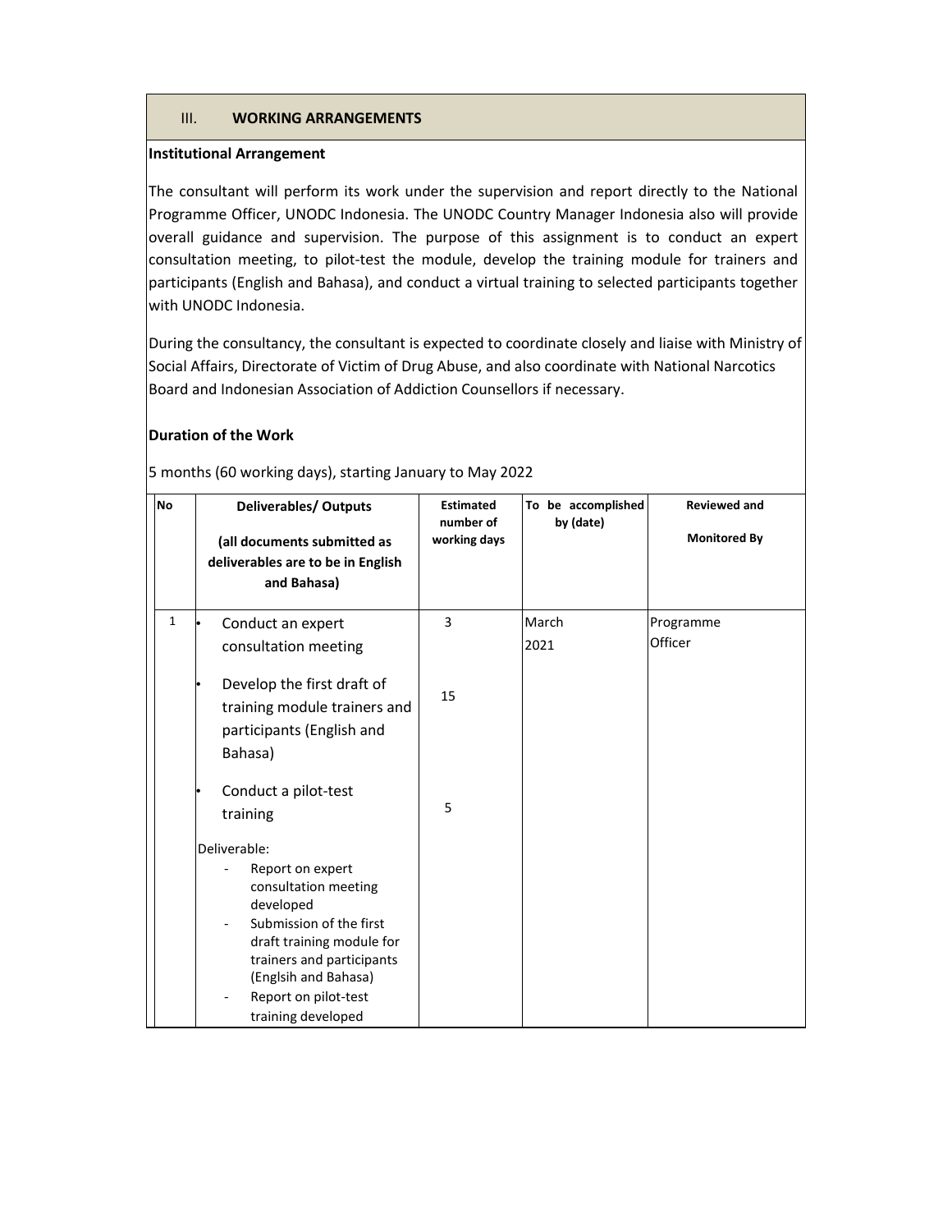## III. WORKING ARRANGEMENTS

**Institutional Arrangement**

The consultant will perform its work under the supervision and report directly to the National Programme Officer, UNODC Indonesia. The UNODC Country Manager Indonesia also will provide overall guidance and supervision. The purpose of this assignment is to conduct an expert consultation meeting, to pilot-test the module, develop the training module for trainers and participants (English and Bahasa), and conduct a virtual training to selected participants together with UNODC Indonesia.

During the consultancy, the consultant is expected to coordinate closely and liaise with Ministry of Social Affairs, Directorate of Victim of Drug Abuse, and also coordinate with National Narcotics Board and Indonesian Association of Addiction Counsellors if necessary.

**Duration of the Work**

5 months (60 working days), starting January to May 2022

| No | Deliverables/ Outputs (all documents submitted as deliverables are to be in English and Bahasa) | Estimated number of working days | To be accomplished by (date) | Reviewed and Monitored By |
|---|---|---|---|---|
| 1 | • Conduct an expert consultation meeting<br>• Develop the first draft of training module trainers and participants (English and Bahasa)<br>• Conduct a pilot-test training<br><br>Deliverable:<br>- Report on expert consultation meeting developed<br>- Submission of the first draft training module for trainers and participants (Englsih and Bahasa)<br>- Report on pilot-test training developed | 3<br><br>15<br><br>5 | March 2021 | Programme Officer |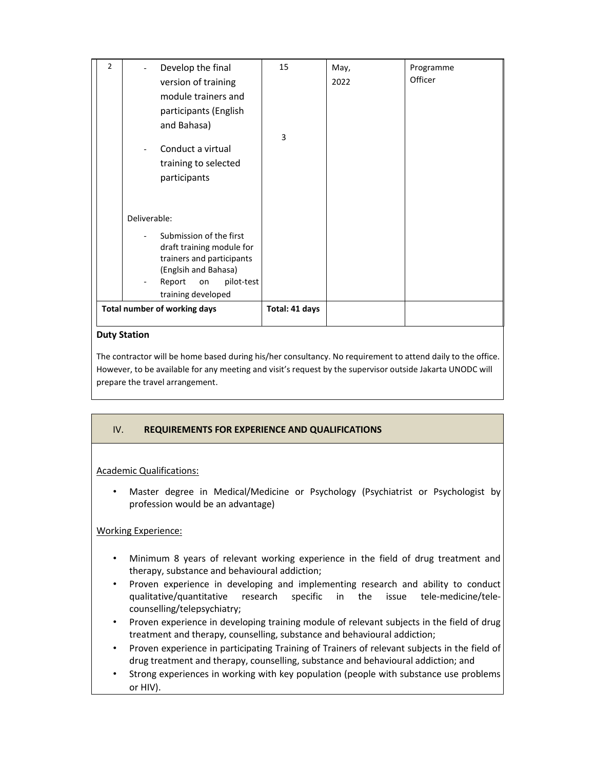| 2 | - Develop the final version of training module trainers and participants (English and Bahasa)<br>- Conduct a virtual training to selected participants<br><br>Deliverable:<br>- Submission of the first draft training module for trainers and participants (Englsih and Bahasa)<br>- Report on pilot-test training developed | 15<br><br>3 | May, 2022 | Programme Officer |
|---|---|---|---|---|
| **Total number of working days** | | **Total: 41 days** | | |

**Duty Station**

The contractor will be home based during his/her consultancy. No requirement to attend daily to the office. However, to be available for any meeting and visit's request by the supervisor outside Jakarta UNODC will prepare the travel arrangement.

## IV. REQUIREMENTS FOR EXPERIENCE AND QUALIFICATIONS

Academic Qualifications:

- Master degree in Medical/Medicine or Psychology (Psychiatrist or Psychologist by profession would be an advantage)

Working Experience:

- Minimum 8 years of relevant working experience in the field of drug treatment and therapy, substance and behavioural addiction;
- Proven experience in developing and implementing research and ability to conduct qualitative/quantitative research specific in the issue tele-medicine/tele-counselling/telepsychiatry;
- Proven experience in developing training module of relevant subjects in the field of drug treatment and therapy, counselling, substance and behavioural addiction;
- Proven experience in participating Training of Trainers of relevant subjects in the field of drug treatment and therapy, counselling, substance and behavioural addiction; and
- Strong experiences in working with key population (people with substance use problems or HIV).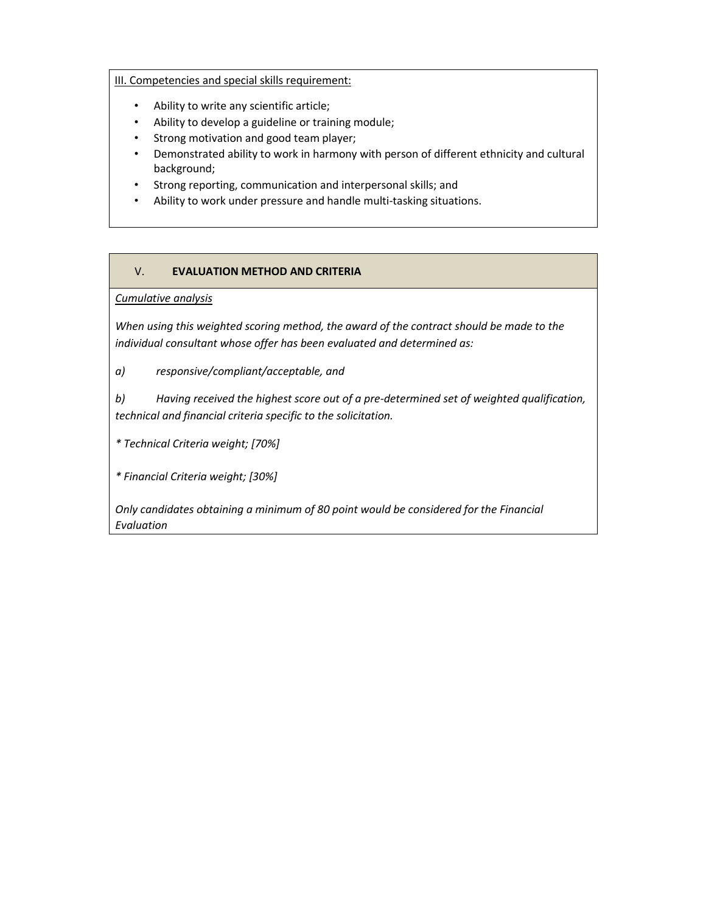<u>III. Competencies and special skills requirement:</u>

- Ability to write any scientific article;
- Ability to develop a guideline or training module;
- Strong motivation and good team player;
- Demonstrated ability to work in harmony with person of different ethnicity and cultural background;
- Strong reporting, communication and interpersonal skills; and
- Ability to work under pressure and handle multi-tasking situations.

## V. EVALUATION METHOD AND CRITERIA

*<u>Cumulative analysis</u>*

*When using this weighted scoring method, the award of the contract should be made to the individual consultant whose offer has been evaluated and determined as:*

*a) responsive/compliant/acceptable, and*

*b) Having received the highest score out of a pre-determined set of weighted qualification, technical and financial criteria specific to the solicitation.*

*\* Technical Criteria weight; [70%]*

*\* Financial Criteria weight; [30%]*

*Only candidates obtaining a minimum of 80 point would be considered for the Financial Evaluation*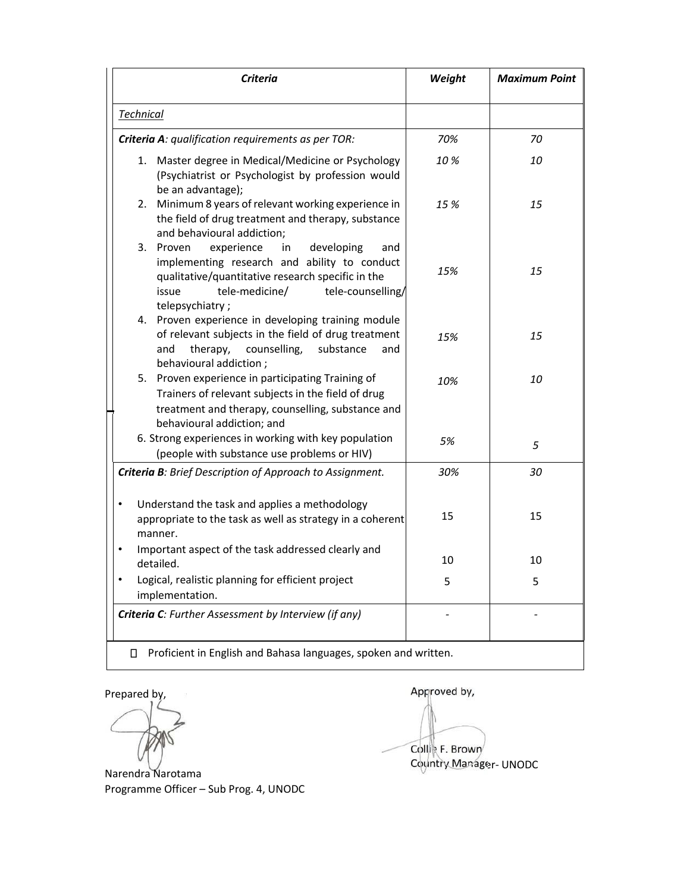| *Criteria* | *Weight* | *Maximum Point* |
|---|---|---|
| *Technical* | | |
| ***Criteria A**: qualification requirements as per TOR:* | *70%* | *70* |
| 1. Master degree in Medical/Medicine or Psychology (Psychiatrist or Psychologist by profession would be an advantage); | *10 %* | *10* |
| 2. Minimum 8 years of relevant working experience in the field of drug treatment and therapy, substance and behavioural addiction; | *15 %* | *15* |
| 3. Proven experience in developing and implementing research and ability to conduct qualitative/quantitative research specific in the issue tele-medicine/ tele-counselling/ telepsychiatry ; | *15%* | *15* |
| 4. Proven experience in developing training module of relevant subjects in the field of drug treatment and therapy, counselling, substance and behavioural addiction ; | *15%* | *15* |
| 5. Proven experience in participating Training of Trainers of relevant subjects in the field of drug treatment and therapy, counselling, substance and behavioural addiction; and | *10%* | *10* |
| 6. Strong experiences in working with key population (people with substance use problems or HIV) | *5%* | *5* |
| ***Criteria B**: Brief Description of Approach to Assignment.* | *30%* | *30* |
| • Understand the task and applies a methodology appropriate to the task as well as strategy in a coherent manner. | 15 | 15 |
| • Important aspect of the task addressed clearly and detailed. | 10 | 10 |
| • Logical, realistic planning for efficient project implementation. | 5 | 5 |
| ***Criteria C**: Further Assessment by Interview (if any)* | - | - |

- Proficient in English and Bahasa languages, spoken and written.

Prepared by,

Narendra Narotama
Programme Officer – Sub Prog. 4, UNODC

Approved by,

Collie F. Brown
Country Manager- UNODC